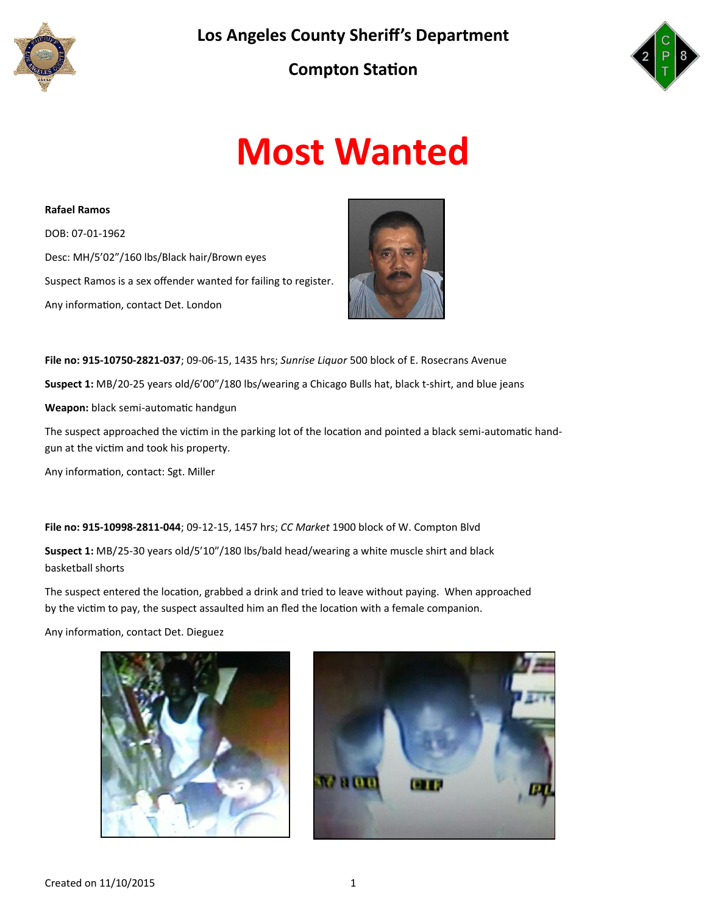# Los Angeles County Sheriff's Department

## Compton Station

# Most Wanted

**Rafael Ramos**

DOB: 07-01-1962

Desc: MH/5'02"/160 lbs/Black hair/Brown eyes

Suspect Ramos is a sex offender wanted for failing to register.

Any information, contact Det. London

**File no: 915-10750-2821-037**; 09-06-15, 1435 hrs; *Sunrise Liquor* 500 block of E. Rosecrans Avenue

**Suspect 1:** MB/20-25 years old/6'00"/180 lbs/wearing a Chicago Bulls hat, black t-shirt, and blue jeans

**Weapon:** black semi-automatic handgun

The suspect approached the victim in the parking lot of the location and pointed a black semi-automatic handgun at the victim and took his property.

Any information, contact: Sgt. Miller

**File no: 915-10998-2811-044**; 09-12-15, 1457 hrs; *CC Market* 1900 block of W. Compton Blvd

**Suspect 1:** MB/25-30 years old/5'10"/180 lbs/bald head/wearing a white muscle shirt and black basketball shorts

The suspect entered the location, grabbed a drink and tried to leave without paying. When approached by the victim to pay, the suspect assaulted him an fled the location with a female companion.

Any information, contact Det. Dieguez

Created on 11/10/2015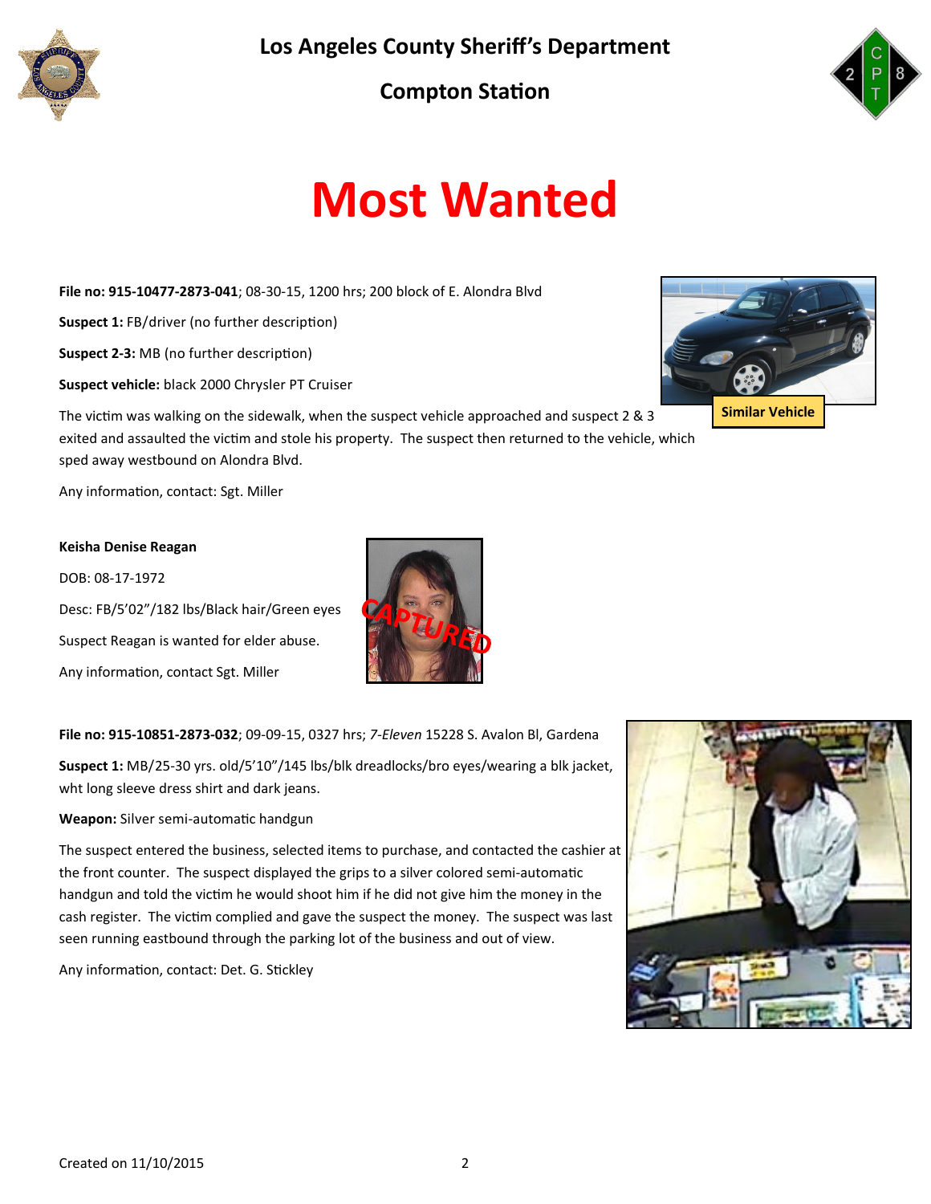# Los Angeles County Sheriff's Department

## Compton Station

# Most Wanted

**File no: 915-10477-2873-041**; 08-30-15, 1200 hrs; 200 block of E. Alondra Blvd

**Suspect 1:** FB/driver (no further description)

**Suspect 2-3:** MB (no further description)

**Suspect vehicle:** black 2000 Chrysler PT Cruiser

Similar Vehicle

The victim was walking on the sidewalk, when the suspect vehicle approached and suspect 2 & 3 exited and assaulted the victim and stole his property. The suspect then returned to the vehicle, which sped away westbound on Alondra Blvd.

Any information, contact: Sgt. Miller

**Keisha Denise Reagan**

DOB: 08-17-1972

Desc: FB/5'02"/182 lbs/Black hair/Green eyes

Suspect Reagan is wanted for elder abuse.

Any information, contact Sgt. Miller

CAPTURED

**File no: 915-10851-2873-032**; 09-09-15, 0327 hrs; *7-Eleven* 15228 S. Avalon Bl, Gardena

**Suspect 1:** MB/25-30 yrs. old/5'10"/145 lbs/blk dreadlocks/bro eyes/wearing a blk jacket, wht long sleeve dress shirt and dark jeans.

**Weapon:** Silver semi-automatic handgun

The suspect entered the business, selected items to purchase, and contacted the cashier at the front counter. The suspect displayed the grips to a silver colored semi-automatic handgun and told the victim he would shoot him if he did not give him the money in the cash register. The victim complied and gave the suspect the money. The suspect was last seen running eastbound through the parking lot of the business and out of view.

Any information, contact: Det. G. Stickley

Created on 11/10/2015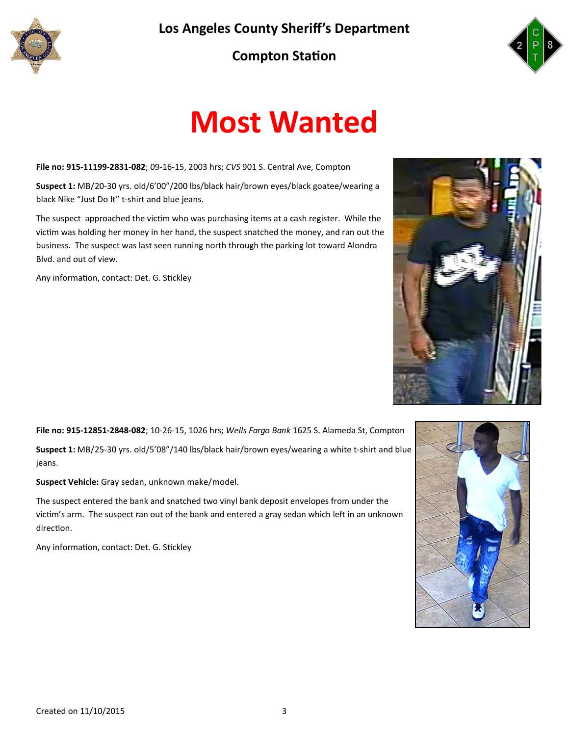# Los Angeles County Sheriff's Department

## Compton Station

# Most Wanted

**File no: 915-11199-2831-082**; 09-16-15, 2003 hrs; *CVS* 901 S. Central Ave, Compton

**Suspect 1:** MB/20-30 yrs. old/6'00"/200 lbs/black hair/brown eyes/black goatee/wearing a black Nike "Just Do It" t-shirt and blue jeans.

The suspect approached the victim who was purchasing items at a cash register. While the victim was holding her money in her hand, the suspect snatched the money, and ran out the business. The suspect was last seen running north through the parking lot toward Alondra Blvd. and out of view.

Any information, contact: Det. G. Stickley

**File no: 915-12851-2848-082**; 10-26-15, 1026 hrs; *Wells Fargo Bank* 1625 S. Alameda St, Compton

**Suspect 1:** MB/25-30 yrs. old/5'08"/140 lbs/black hair/brown eyes/wearing a white t-shirt and blue jeans.

**Suspect Vehicle:** Gray sedan, unknown make/model.

The suspect entered the bank and snatched two vinyl bank deposit envelopes from under the victim's arm. The suspect ran out of the bank and entered a gray sedan which left in an unknown direction.

Any information, contact: Det. G. Stickley

Created on 11/10/2015